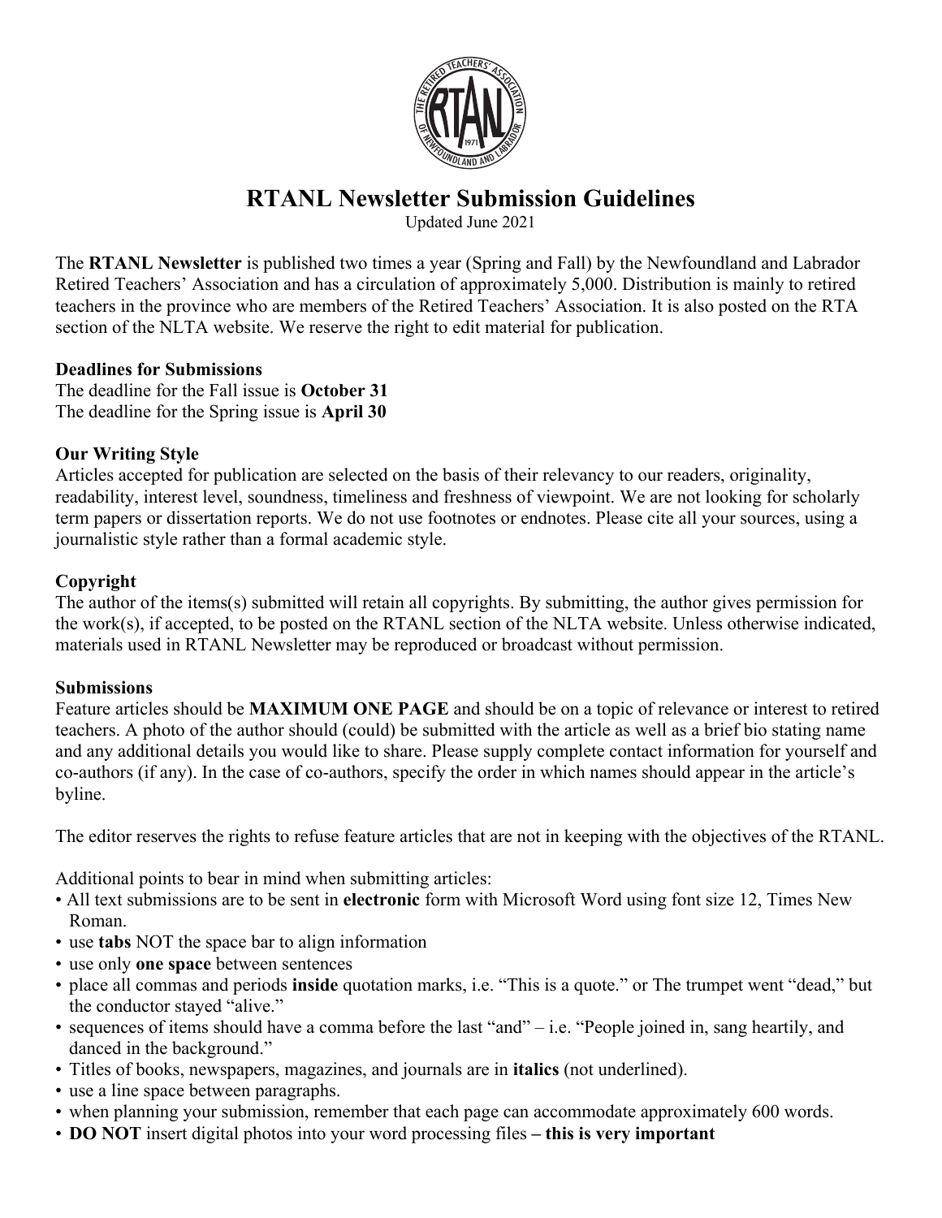# RTANL Newsletter Submission Guidelines

Updated June 2021

The **RTANL Newsletter** is published two times a year (Spring and Fall) by the Newfoundland and Labrador Retired Teachers' Association and has a circulation of approximately 5,000. Distribution is mainly to retired teachers in the province who are members of the Retired Teachers' Association. It is also posted on the RTA section of the NLTA website. We reserve the right to edit material for publication.

**Deadlines for Submissions**

The deadline for the Fall issue is **October 31**
The deadline for the Spring issue is **April 30**

**Our Writing Style**

Articles accepted for publication are selected on the basis of their relevancy to our readers, originality, readability, interest level, soundness, timeliness and freshness of viewpoint. We are not looking for scholarly term papers or dissertation reports. We do not use footnotes or endnotes. Please cite all your sources, using a journalistic style rather than a formal academic style.

**Copyright**

The author of the items(s) submitted will retain all copyrights. By submitting, the author gives permission for the work(s), if accepted, to be posted on the RTANL section of the NLTA website. Unless otherwise indicated, materials used in RTANL Newsletter may be reproduced or broadcast without permission.

**Submissions**

Feature articles should be **MAXIMUM ONE PAGE** and should be on a topic of relevance or interest to retired teachers. A photo of the author should (could) be submitted with the article as well as a brief bio stating name and any additional details you would like to share. Please supply complete contact information for yourself and co-authors (if any). In the case of co-authors, specify the order in which names should appear in the article's byline.

The editor reserves the rights to refuse feature articles that are not in keeping with the objectives of the RTANL.

Additional points to bear in mind when submitting articles:

- All text submissions are to be sent in **electronic** form with Microsoft Word using font size 12, Times New Roman.
- use **tabs** NOT the space bar to align information
- use only **one space** between sentences
- place all commas and periods **inside** quotation marks, i.e. "This is a quote." or The trumpet went "dead," but the conductor stayed "alive."
- sequences of items should have a comma before the last "and" – i.e. "People joined in, sang heartily, and danced in the background."
- Titles of books, newspapers, magazines, and journals are in **italics** (not underlined).
- use a line space between paragraphs.
- when planning your submission, remember that each page can accommodate approximately 600 words.
- **DO NOT** insert digital photos into your word processing files **– this is very important**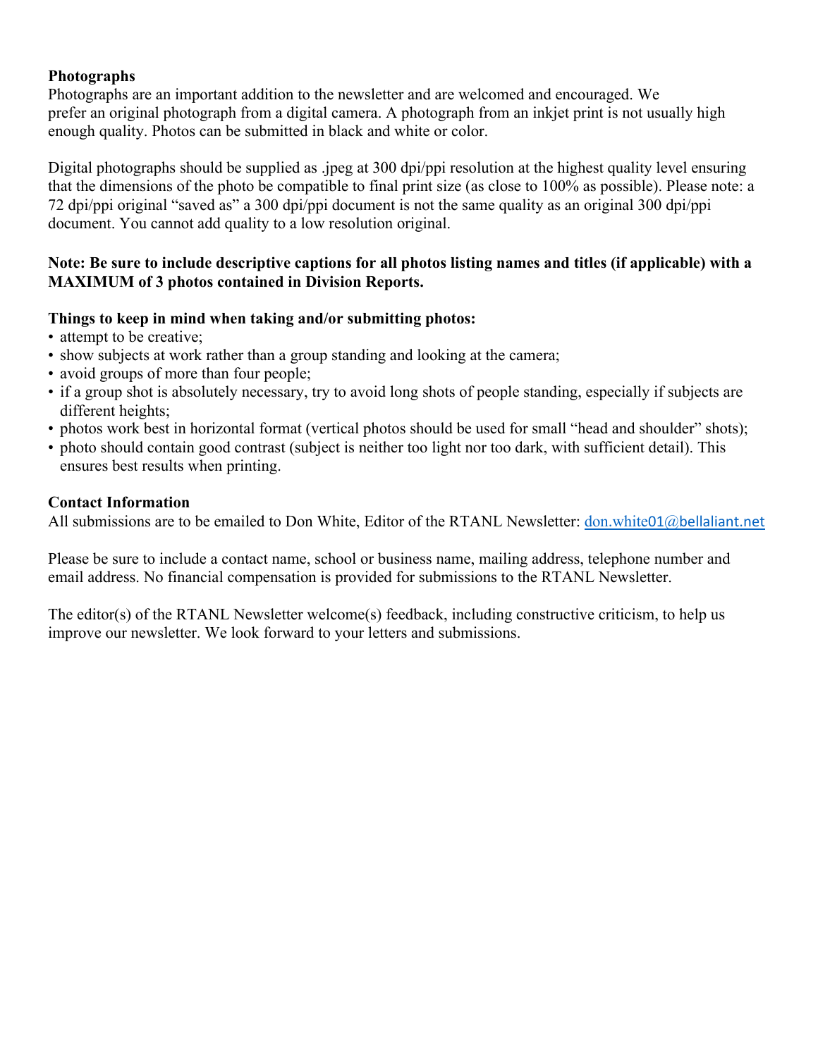## Photographs

Photographs are an important addition to the newsletter and are welcomed and encouraged. We prefer an original photograph from a digital camera. A photograph from an inkjet print is not usually high enough quality. Photos can be submitted in black and white or color.

Digital photographs should be supplied as .jpeg at 300 dpi/ppi resolution at the highest quality level ensuring that the dimensions of the photo be compatible to final print size (as close to 100% as possible). Please note: a 72 dpi/ppi original "saved as" a 300 dpi/ppi document is not the same quality as an original 300 dpi/ppi document. You cannot add quality to a low resolution original.

**Note: Be sure to include descriptive captions for all photos listing names and titles (if applicable) with a MAXIMUM of 3 photos contained in Division Reports.**

**Things to keep in mind when taking and/or submitting photos:**

- attempt to be creative;
- show subjects at work rather than a group standing and looking at the camera;
- avoid groups of more than four people;
- if a group shot is absolutely necessary, try to avoid long shots of people standing, especially if subjects are different heights;
- photos work best in horizontal format (vertical photos should be used for small "head and shoulder" shots);
- photo should contain good contrast (subject is neither too light nor too dark, with sufficient detail). This ensures best results when printing.

## Contact Information

All submissions are to be emailed to Don White, Editor of the RTANL Newsletter: don.white01@bellaliant.net

Please be sure to include a contact name, school or business name, mailing address, telephone number and email address. No financial compensation is provided for submissions to the RTANL Newsletter.

The editor(s) of the RTANL Newsletter welcome(s) feedback, including constructive criticism, to help us improve our newsletter. We look forward to your letters and submissions.